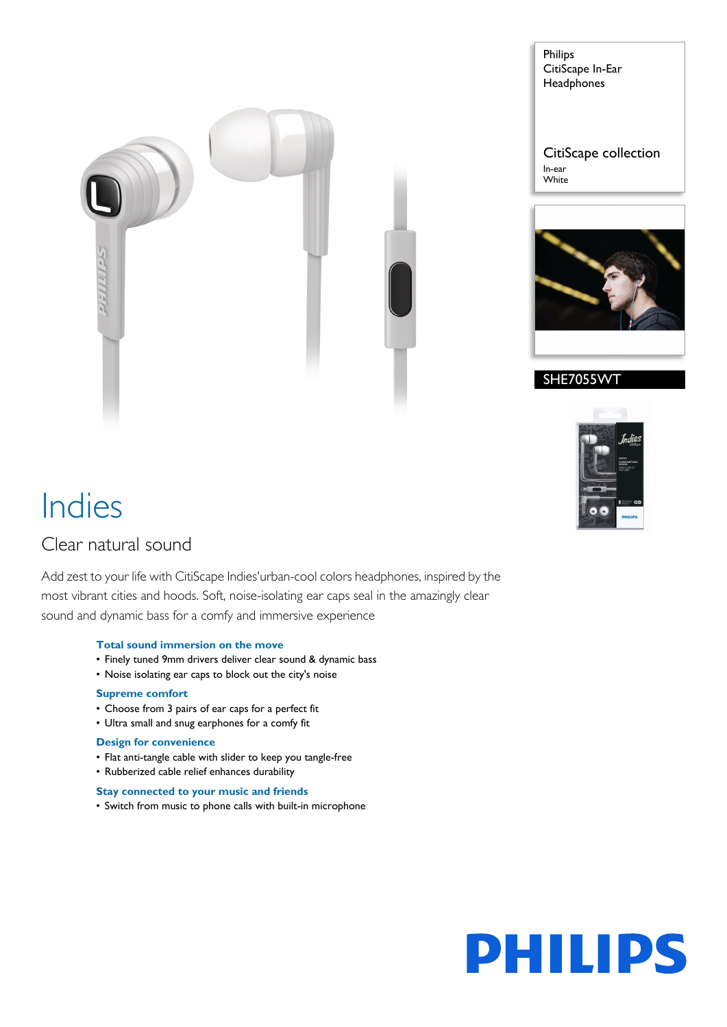Philips
CitiScape In-Ear
Headphones

CitiScape collection
In-ear
White

SHE7055WT

# Indies

## Clear natural sound

Add zest to your life with CitiScape Indies'urban-cool colors headphones, inspired by the most vibrant cities and hoods. Soft, noise-isolating ear caps seal in the amazingly clear sound and dynamic bass for a comfy and immersive experience

**Total sound immersion on the move**
- Finely tuned 9mm drivers deliver clear sound & dynamic bass
- Noise isolating ear caps to block out the city's noise

**Supreme comfort**
- Choose from 3 pairs of ear caps for a perfect fit
- Ultra small and snug earphones for a comfy fit

**Design for convenience**
- Flat anti-tangle cable with slider to keep you tangle-free
- Rubberized cable relief enhances durability

**Stay connected to your music and friends**
- Switch from music to phone calls with built-in microphone

PHILIPS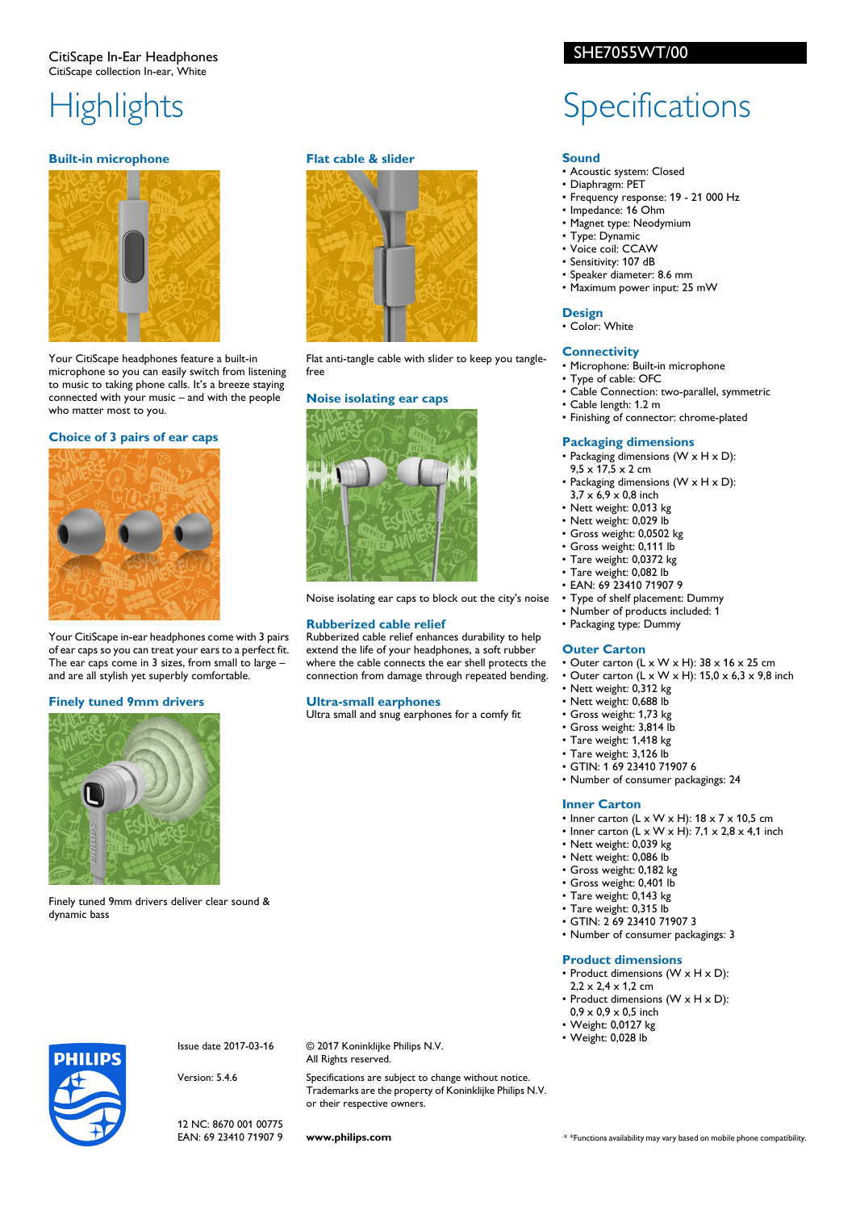CitiScape In-Ear Headphones
CitiScape collection In-ear, White

SHE7055WT/00

# Highlights

### Built-in microphone

Your CitiScape headphones feature a built-in microphone so you can easily switch from listening to music to taking phone calls. It's a breeze staying connected with your music – and with the people who matter most to you.

### Choice of 3 pairs of ear caps

Your CitiScape in-ear headphones come with 3 pairs of ear caps so you can treat your ears to a perfect fit. The ear caps come in 3 sizes, from small to large – and are all stylish yet superbly comfortable.

### Finely tuned 9mm drivers

Finely tuned 9mm drivers deliver clear sound & dynamic bass

### Flat cable & slider

Flat anti-tangle cable with slider to keep you tangle-free

### Noise isolating ear caps

Noise isolating ear caps to block out the city's noise

### Rubberized cable relief

Rubberized cable relief enhances durability to help extend the life of your headphones, a soft rubber where the cable connects the ear shell protects the connection from damage through repeated bending.

### Ultra-small earphones

Ultra small and snug earphones for a comfy fit

# Specifications

### Sound

- Acoustic system: Closed
- Diaphragm: PET
- Frequency response: 19 - 21 000 Hz
- Impedance: 16 Ohm
- Magnet type: Neodymium
- Type: Dynamic
- Voice coil: CCAW
- Sensitivity: 107 dB
- Speaker diameter: 8.6 mm
- Maximum power input: 25 mW

### Design

- Color: White

### Connectivity

- Microphone: Built-in microphone
- Type of cable: OFC
- Cable Connection: two-parallel, symmetric
- Cable length: 1.2 m
- Finishing of connector: chrome-plated

### Packaging dimensions

- Packaging dimensions (W x H x D): 9,5 x 17,5 x 2 cm
- Packaging dimensions (W x H x D): 3,7 x 6,9 x 0,8 inch
- Nett weight: 0,013 kg
- Nett weight: 0,029 lb
- Gross weight: 0,0502 kg
- Gross weight: 0,111 lb
- Tare weight: 0,0372 kg
- Tare weight: 0,082 lb
- EAN: 69 23410 71907 9
- Type of shelf placement: Dummy
- Number of products included: 1
- Packaging type: Dummy

### Outer Carton

- Outer carton (L x W x H): 38 x 16 x 25 cm
- Outer carton (L x W x H): 15,0 x 6,3 x 9,8 inch
- Nett weight: 0,312 kg
- Nett weight: 0,688 lb
- Gross weight: 1,73 kg
- Gross weight: 3,814 lb
- Tare weight: 1,418 kg
- Tare weight: 3,126 lb
- GTIN: 1 69 23410 71907 6
- Number of consumer packagings: 24

### Inner Carton

- Inner carton (L x W x H): 18 x 7 x 10,5 cm
- Inner carton (L x W x H): 7,1 x 2,8 x 4,1 inch
- Nett weight: 0,039 kg
- Nett weight: 0,086 lb
- Gross weight: 0,182 kg
- Gross weight: 0,401 lb
- Tare weight: 0,143 kg
- Tare weight: 0,315 lb
- GTIN: 2 69 23410 71907 3
- Number of consumer packagings: 3

### Product dimensions

- Product dimensions (W x H x D): 2,2 x 2,4 x 1,2 cm
- Product dimensions (W x H x D): 0,9 x 0,9 x 0,5 inch
- Weight: 0,0127 kg
- Weight: 0,028 lb

Issue date 2017-03-16

Version: 5.4.6

12 NC: 8670 001 00775
EAN: 69 23410 71907 9

© 2017 Koninklijke Philips N.V.
All Rights reserved.

Specifications are subject to change without notice. Trademarks are the property of Koninklijke Philips N.V. or their respective owners.

www.philips.com

* *Functions availability may vary based on mobile phone compatibility.